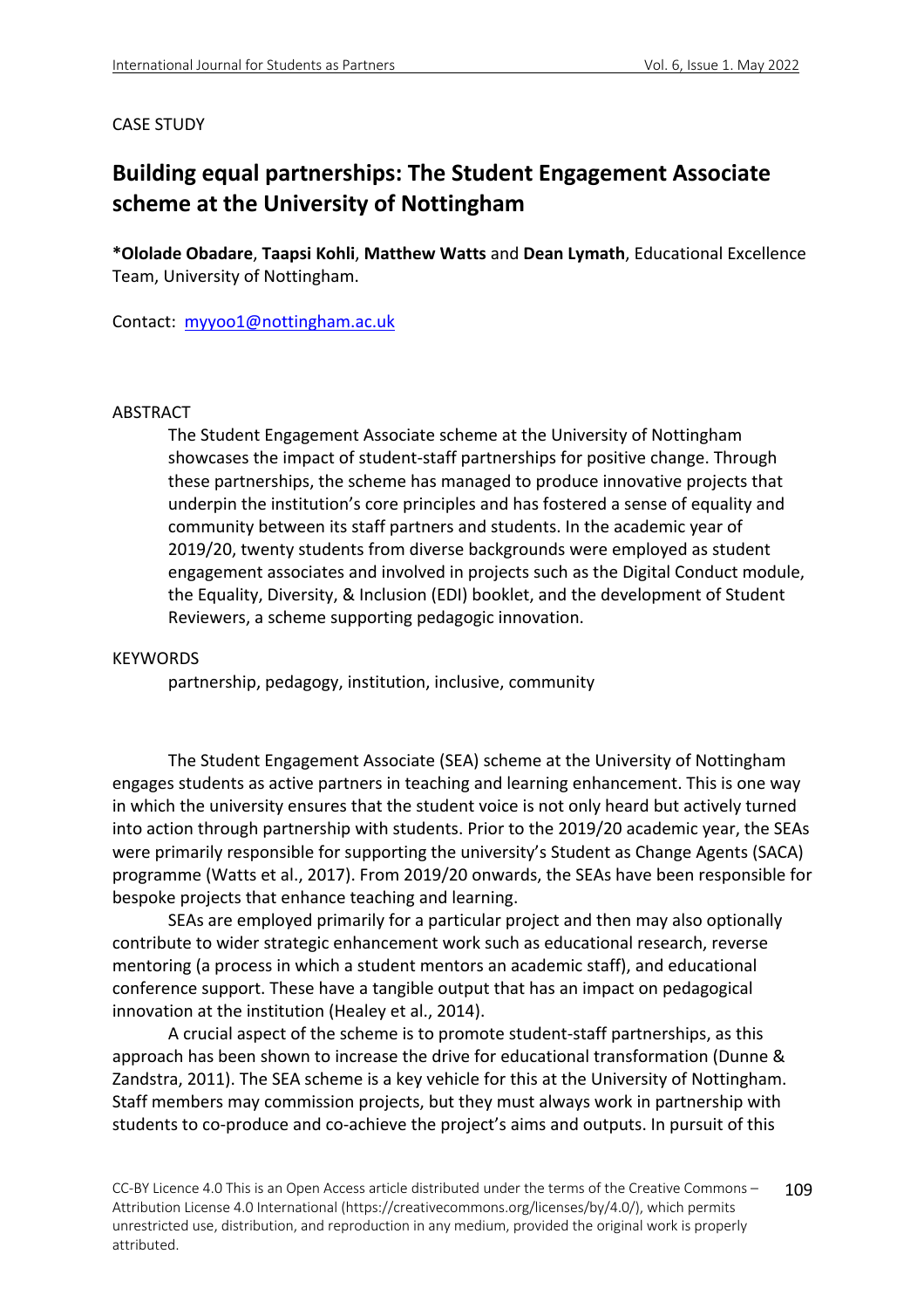CASE STUDY

# Building equal partnerships: The Student Engagement Associate scheme at the University of Nottingham

***Ololade Obadare**, **Taapsi Kohli**, **Matthew Watts** and **Dean Lymath**, Educational Excellence Team, University of Nottingham.

Contact: myyoo1@nottingham.ac.uk

## ABSTRACT

The Student Engagement Associate scheme at the University of Nottingham showcases the impact of student-staff partnerships for positive change. Through these partnerships, the scheme has managed to produce innovative projects that underpin the institution's core principles and has fostered a sense of equality and community between its staff partners and students. In the academic year of 2019/20, twenty students from diverse backgrounds were employed as student engagement associates and involved in projects such as the Digital Conduct module, the Equality, Diversity, & Inclusion (EDI) booklet, and the development of Student Reviewers, a scheme supporting pedagogic innovation.

## KEYWORDS

partnership, pedagogy, institution, inclusive, community

The Student Engagement Associate (SEA) scheme at the University of Nottingham engages students as active partners in teaching and learning enhancement. This is one way in which the university ensures that the student voice is not only heard but actively turned into action through partnership with students. Prior to the 2019/20 academic year, the SEAs were primarily responsible for supporting the university's Student as Change Agents (SACA) programme (Watts et al., 2017). From 2019/20 onwards, the SEAs have been responsible for bespoke projects that enhance teaching and learning.

SEAs are employed primarily for a particular project and then may also optionally contribute to wider strategic enhancement work such as educational research, reverse mentoring (a process in which a student mentors an academic staff), and educational conference support. These have a tangible output that has an impact on pedagogical innovation at the institution (Healey et al., 2014).

A crucial aspect of the scheme is to promote student-staff partnerships, as this approach has been shown to increase the drive for educational transformation (Dunne & Zandstra, 2011). The SEA scheme is a key vehicle for this at the University of Nottingham. Staff members may commission projects, but they must always work in partnership with students to co-produce and co-achieve the project's aims and outputs. In pursuit of this

CC-BY Licence 4.0 This is an Open Access article distributed under the terms of the Creative Commons – Attribution License 4.0 International (https://creativecommons.org/licenses/by/4.0/), which permits unrestricted use, distribution, and reproduction in any medium, provided the original work is properly attributed.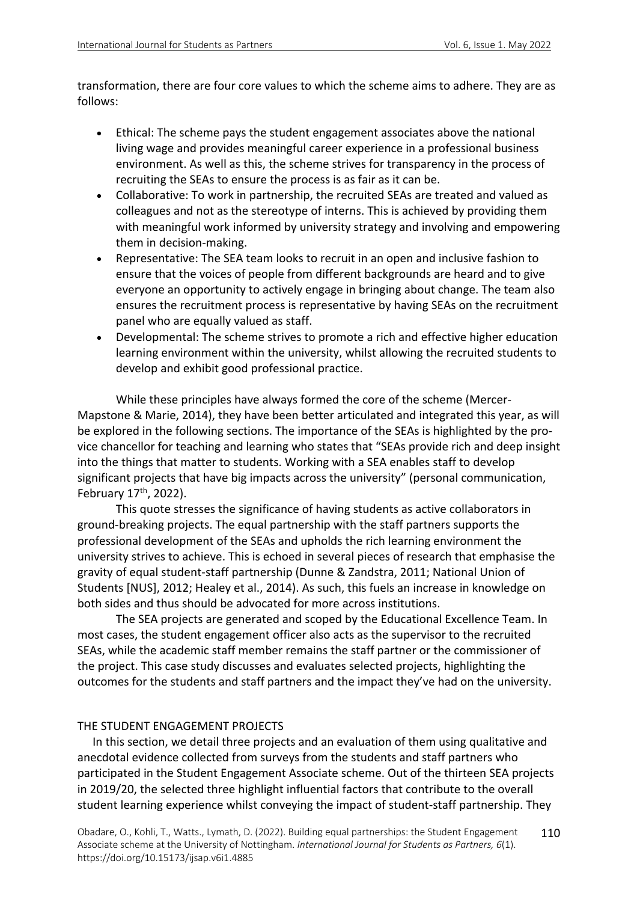transformation, there are four core values to which the scheme aims to adhere. They are as follows:

- Ethical: The scheme pays the student engagement associates above the national living wage and provides meaningful career experience in a professional business environment. As well as this, the scheme strives for transparency in the process of recruiting the SEAs to ensure the process is as fair as it can be.
- Collaborative: To work in partnership, the recruited SEAs are treated and valued as colleagues and not as the stereotype of interns. This is achieved by providing them with meaningful work informed by university strategy and involving and empowering them in decision-making.
- Representative: The SEA team looks to recruit in an open and inclusive fashion to ensure that the voices of people from different backgrounds are heard and to give everyone an opportunity to actively engage in bringing about change. The team also ensures the recruitment process is representative by having SEAs on the recruitment panel who are equally valued as staff.
- Developmental: The scheme strives to promote a rich and effective higher education learning environment within the university, whilst allowing the recruited students to develop and exhibit good professional practice.

While these principles have always formed the core of the scheme (Mercer-Mapstone & Marie, 2014), they have been better articulated and integrated this year, as will be explored in the following sections. The importance of the SEAs is highlighted by the pro-vice chancellor for teaching and learning who states that "SEAs provide rich and deep insight into the things that matter to students. Working with a SEA enables staff to develop significant projects that have big impacts across the university" (personal communication, February 17th, 2022).

This quote stresses the significance of having students as active collaborators in ground-breaking projects. The equal partnership with the staff partners supports the professional development of the SEAs and upholds the rich learning environment the university strives to achieve. This is echoed in several pieces of research that emphasise the gravity of equal student-staff partnership (Dunne & Zandstra, 2011; National Union of Students [NUS], 2012; Healey et al., 2014). As such, this fuels an increase in knowledge on both sides and thus should be advocated for more across institutions.

The SEA projects are generated and scoped by the Educational Excellence Team. In most cases, the student engagement officer also acts as the supervisor to the recruited SEAs, while the academic staff member remains the staff partner or the commissioner of the project. This case study discusses and evaluates selected projects, highlighting the outcomes for the students and staff partners and the impact they've had on the university.

## THE STUDENT ENGAGEMENT PROJECTS

In this section, we detail three projects and an evaluation of them using qualitative and anecdotal evidence collected from surveys from the students and staff partners who participated in the Student Engagement Associate scheme. Out of the thirteen SEA projects in 2019/20, the selected three highlight influential factors that contribute to the overall student learning experience whilst conveying the impact of student-staff partnership. They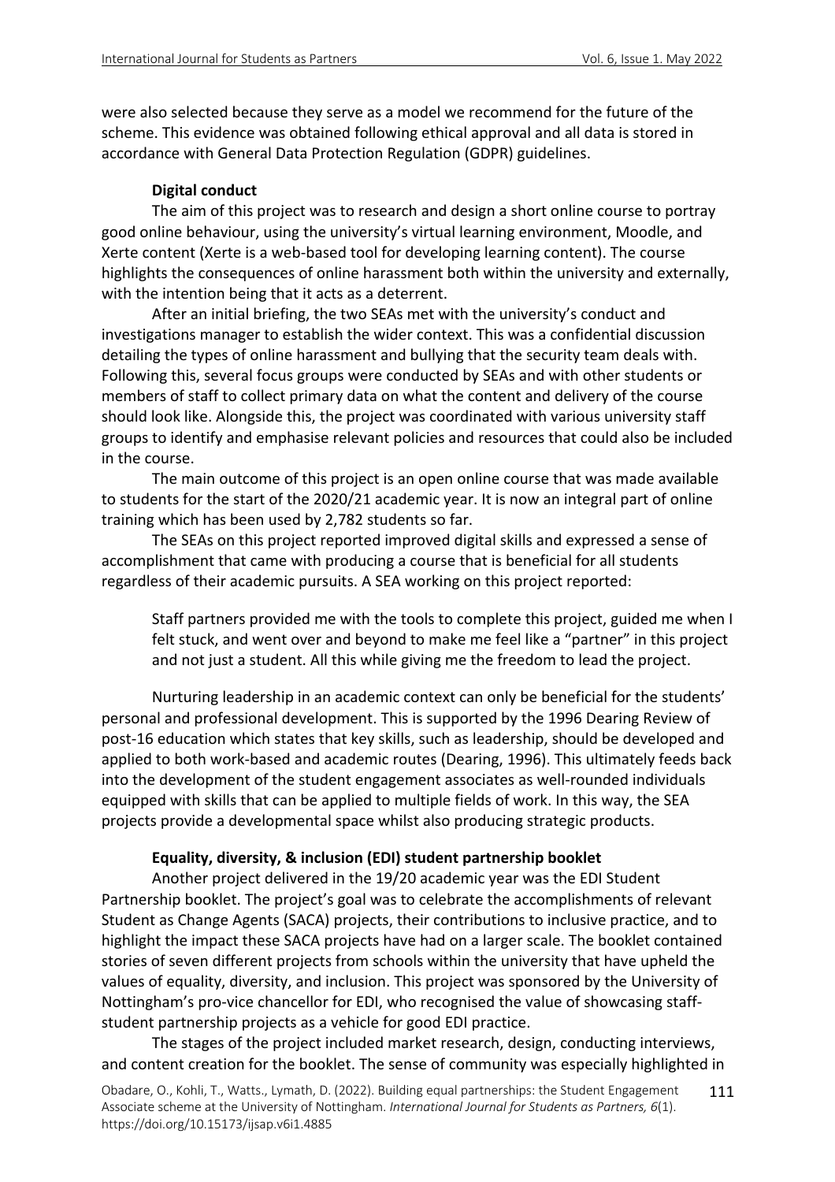were also selected because they serve as a model we recommend for the future of the scheme. This evidence was obtained following ethical approval and all data is stored in accordance with General Data Protection Regulation (GDPR) guidelines.

### Digital conduct

The aim of this project was to research and design a short online course to portray good online behaviour, using the university's virtual learning environment, Moodle, and Xerte content (Xerte is a web-based tool for developing learning content). The course highlights the consequences of online harassment both within the university and externally, with the intention being that it acts as a deterrent.

After an initial briefing, the two SEAs met with the university's conduct and investigations manager to establish the wider context. This was a confidential discussion detailing the types of online harassment and bullying that the security team deals with. Following this, several focus groups were conducted by SEAs and with other students or members of staff to collect primary data on what the content and delivery of the course should look like. Alongside this, the project was coordinated with various university staff groups to identify and emphasise relevant policies and resources that could also be included in the course.

The main outcome of this project is an open online course that was made available to students for the start of the 2020/21 academic year. It is now an integral part of online training which has been used by 2,782 students so far.

The SEAs on this project reported improved digital skills and expressed a sense of accomplishment that came with producing a course that is beneficial for all students regardless of their academic pursuits. A SEA working on this project reported:

> Staff partners provided me with the tools to complete this project, guided me when I felt stuck, and went over and beyond to make me feel like a "partner" in this project and not just a student. All this while giving me the freedom to lead the project.

Nurturing leadership in an academic context can only be beneficial for the students' personal and professional development. This is supported by the 1996 Dearing Review of post-16 education which states that key skills, such as leadership, should be developed and applied to both work-based and academic routes (Dearing, 1996). This ultimately feeds back into the development of the student engagement associates as well-rounded individuals equipped with skills that can be applied to multiple fields of work. In this way, the SEA projects provide a developmental space whilst also producing strategic products.

### Equality, diversity, & inclusion (EDI) student partnership booklet

Another project delivered in the 19/20 academic year was the EDI Student Partnership booklet. The project's goal was to celebrate the accomplishments of relevant Student as Change Agents (SACA) projects, their contributions to inclusive practice, and to highlight the impact these SACA projects have had on a larger scale. The booklet contained stories of seven different projects from schools within the university that have upheld the values of equality, diversity, and inclusion. This project was sponsored by the University of Nottingham's pro-vice chancellor for EDI, who recognised the value of showcasing staff-student partnership projects as a vehicle for good EDI practice.

The stages of the project included market research, design, conducting interviews, and content creation for the booklet. The sense of community was especially highlighted in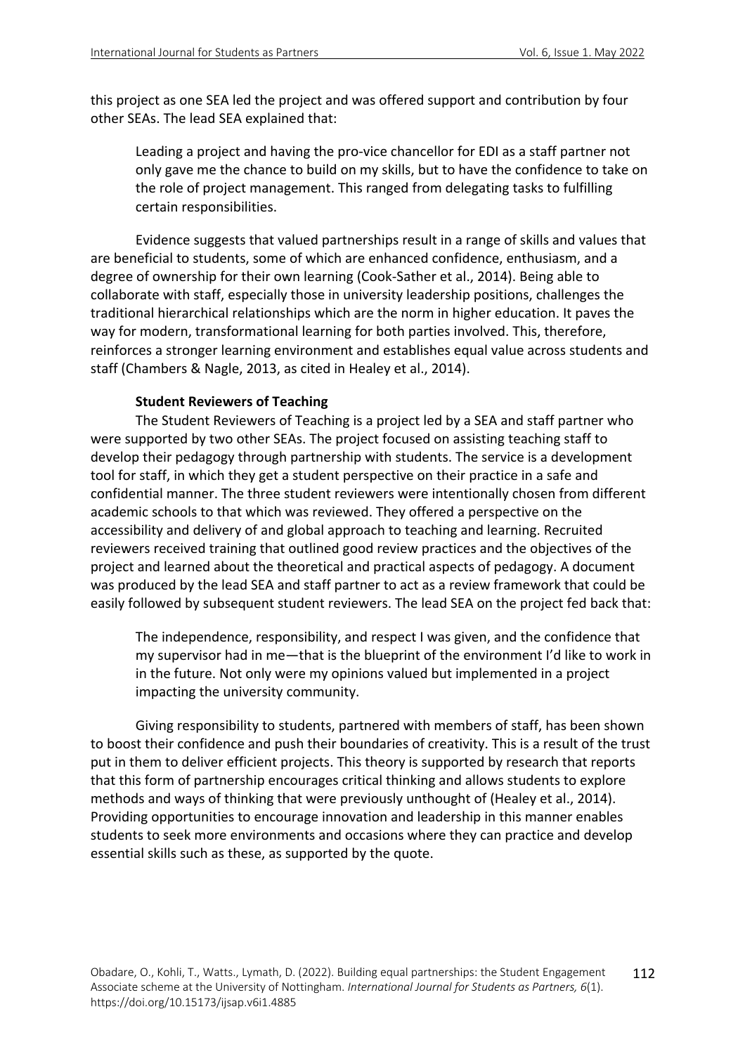this project as one SEA led the project and was offered support and contribution by four other SEAs. The lead SEA explained that:

> Leading a project and having the pro-vice chancellor for EDI as a staff partner not only gave me the chance to build on my skills, but to have the confidence to take on the role of project management. This ranged from delegating tasks to fulfilling certain responsibilities.

Evidence suggests that valued partnerships result in a range of skills and values that are beneficial to students, some of which are enhanced confidence, enthusiasm, and a degree of ownership for their own learning (Cook-Sather et al., 2014). Being able to collaborate with staff, especially those in university leadership positions, challenges the traditional hierarchical relationships which are the norm in higher education. It paves the way for modern, transformational learning for both parties involved. This, therefore, reinforces a stronger learning environment and establishes equal value across students and staff (Chambers & Nagle, 2013, as cited in Healey et al., 2014).

### Student Reviewers of Teaching

The Student Reviewers of Teaching is a project led by a SEA and staff partner who were supported by two other SEAs. The project focused on assisting teaching staff to develop their pedagogy through partnership with students. The service is a development tool for staff, in which they get a student perspective on their practice in a safe and confidential manner. The three student reviewers were intentionally chosen from different academic schools to that which was reviewed. They offered a perspective on the accessibility and delivery of and global approach to teaching and learning. Recruited reviewers received training that outlined good review practices and the objectives of the project and learned about the theoretical and practical aspects of pedagogy. A document was produced by the lead SEA and staff partner to act as a review framework that could be easily followed by subsequent student reviewers. The lead SEA on the project fed back that:

> The independence, responsibility, and respect I was given, and the confidence that my supervisor had in me—that is the blueprint of the environment I'd like to work in in the future. Not only were my opinions valued but implemented in a project impacting the university community.

Giving responsibility to students, partnered with members of staff, has been shown to boost their confidence and push their boundaries of creativity. This is a result of the trust put in them to deliver efficient projects. This theory is supported by research that reports that this form of partnership encourages critical thinking and allows students to explore methods and ways of thinking that were previously unthought of (Healey et al., 2014). Providing opportunities to encourage innovation and leadership in this manner enables students to seek more environments and occasions where they can practice and develop essential skills such as these, as supported by the quote.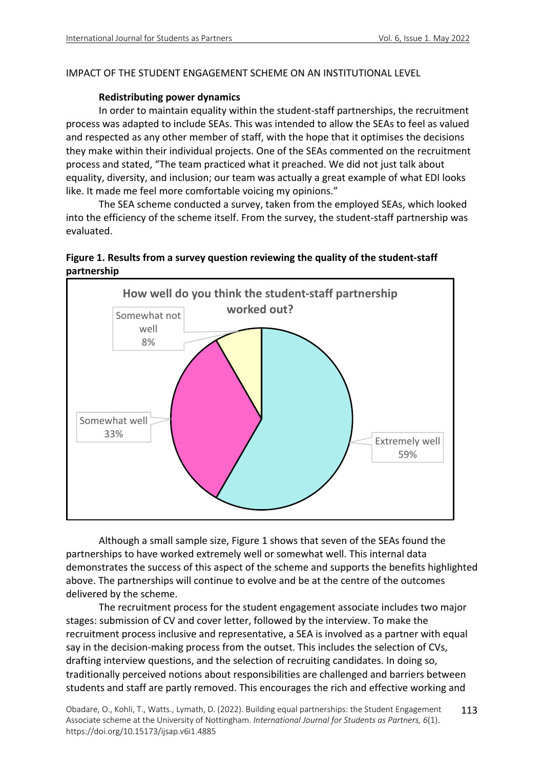IMPACT OF THE STUDENT ENGAGEMENT SCHEME ON AN INSTITUTIONAL LEVEL

### Redistributing power dynamics

In order to maintain equality within the student-staff partnerships, the recruitment process was adapted to include SEAs. This was intended to allow the SEAs to feel as valued and respected as any other member of staff, with the hope that it optimises the decisions they make within their individual projects. One of the SEAs commented on the recruitment process and stated, "The team practiced what it preached. We did not just talk about equality, diversity, and inclusion; our team was actually a great example of what EDI looks like. It made me feel more comfortable voicing my opinions."

The SEA scheme conducted a survey, taken from the employed SEAs, which looked into the efficiency of the scheme itself. From the survey, the student-staff partnership was evaluated.

**Figure 1. Results from a survey question reviewing the quality of the student-staff partnership**

How well do you think the student-staff partnership worked out?

| Response | Percentage |
| --- | --- |
| Extremely well | 59% |
| Somewhat well | 33% |
| Somewhat not well | 8% |

Although a small sample size, Figure 1 shows that seven of the SEAs found the partnerships to have worked extremely well or somewhat well. This internal data demonstrates the success of this aspect of the scheme and supports the benefits highlighted above. The partnerships will continue to evolve and be at the centre of the outcomes delivered by the scheme.

The recruitment process for the student engagement associate includes two major stages: submission of CV and cover letter, followed by the interview. To make the recruitment process inclusive and representative, a SEA is involved as a partner with equal say in the decision-making process from the outset. This includes the selection of CVs, drafting interview questions, and the selection of recruiting candidates. In doing so, traditionally perceived notions about responsibilities are challenged and barriers between students and staff are partly removed. This encourages the rich and effective working and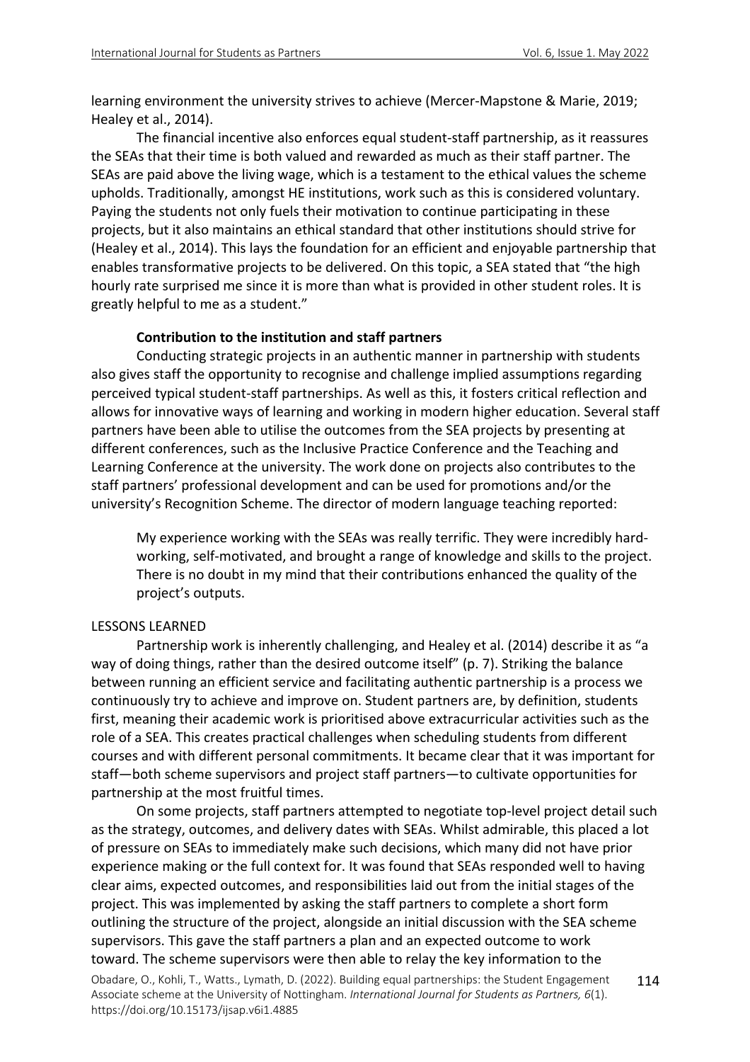learning environment the university strives to achieve (Mercer-Mapstone & Marie, 2019; Healey et al., 2014).

The financial incentive also enforces equal student-staff partnership, as it reassures the SEAs that their time is both valued and rewarded as much as their staff partner. The SEAs are paid above the living wage, which is a testament to the ethical values the scheme upholds. Traditionally, amongst HE institutions, work such as this is considered voluntary. Paying the students not only fuels their motivation to continue participating in these projects, but it also maintains an ethical standard that other institutions should strive for (Healey et al., 2014). This lays the foundation for an efficient and enjoyable partnership that enables transformative projects to be delivered. On this topic, a SEA stated that "the high hourly rate surprised me since it is more than what is provided in other student roles. It is greatly helpful to me as a student."

### Contribution to the institution and staff partners

Conducting strategic projects in an authentic manner in partnership with students also gives staff the opportunity to recognise and challenge implied assumptions regarding perceived typical student-staff partnerships. As well as this, it fosters critical reflection and allows for innovative ways of learning and working in modern higher education. Several staff partners have been able to utilise the outcomes from the SEA projects by presenting at different conferences, such as the Inclusive Practice Conference and the Teaching and Learning Conference at the university. The work done on projects also contributes to the staff partners' professional development and can be used for promotions and/or the university's Recognition Scheme. The director of modern language teaching reported:

> My experience working with the SEAs was really terrific. They were incredibly hard-working, self-motivated, and brought a range of knowledge and skills to the project. There is no doubt in my mind that their contributions enhanced the quality of the project's outputs.

## LESSONS LEARNED

Partnership work is inherently challenging, and Healey et al. (2014) describe it as "a way of doing things, rather than the desired outcome itself" (p. 7). Striking the balance between running an efficient service and facilitating authentic partnership is a process we continuously try to achieve and improve on. Student partners are, by definition, students first, meaning their academic work is prioritised above extracurricular activities such as the role of a SEA. This creates practical challenges when scheduling students from different courses and with different personal commitments. It became clear that it was important for staff—both scheme supervisors and project staff partners—to cultivate opportunities for partnership at the most fruitful times.

On some projects, staff partners attempted to negotiate top-level project detail such as the strategy, outcomes, and delivery dates with SEAs. Whilst admirable, this placed a lot of pressure on SEAs to immediately make such decisions, which many did not have prior experience making or the full context for. It was found that SEAs responded well to having clear aims, expected outcomes, and responsibilities laid out from the initial stages of the project. This was implemented by asking the staff partners to complete a short form outlining the structure of the project, alongside an initial discussion with the SEA scheme supervisors. This gave the staff partners a plan and an expected outcome to work toward. The scheme supervisors were then able to relay the key information to the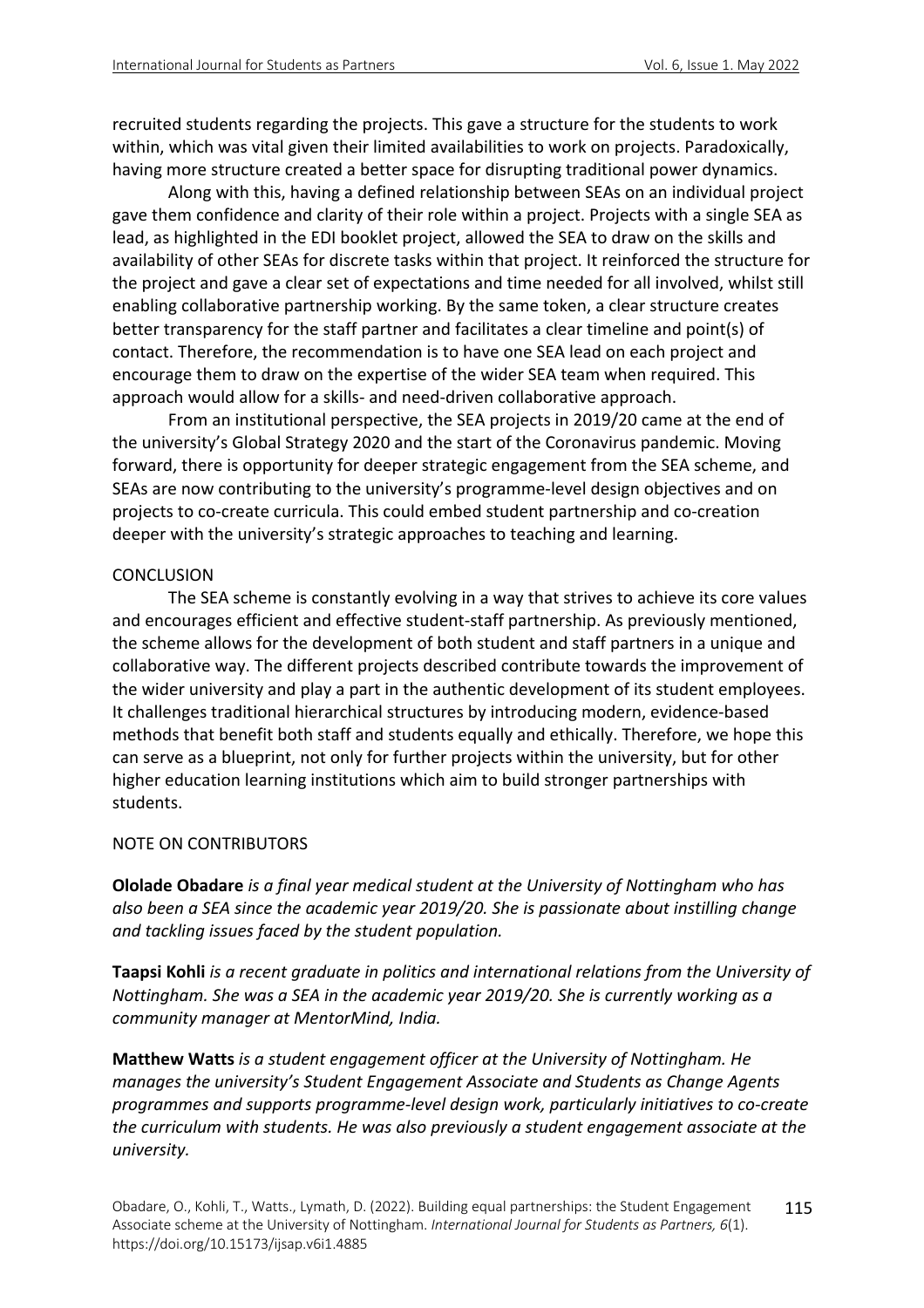recruited students regarding the projects. This gave a structure for the students to work within, which was vital given their limited availabilities to work on projects. Paradoxically, having more structure created a better space for disrupting traditional power dynamics.

Along with this, having a defined relationship between SEAs on an individual project gave them confidence and clarity of their role within a project. Projects with a single SEA as lead, as highlighted in the EDI booklet project, allowed the SEA to draw on the skills and availability of other SEAs for discrete tasks within that project. It reinforced the structure for the project and gave a clear set of expectations and time needed for all involved, whilst still enabling collaborative partnership working. By the same token, a clear structure creates better transparency for the staff partner and facilitates a clear timeline and point(s) of contact. Therefore, the recommendation is to have one SEA lead on each project and encourage them to draw on the expertise of the wider SEA team when required. This approach would allow for a skills- and need-driven collaborative approach.

From an institutional perspective, the SEA projects in 2019/20 came at the end of the university's Global Strategy 2020 and the start of the Coronavirus pandemic. Moving forward, there is opportunity for deeper strategic engagement from the SEA scheme, and SEAs are now contributing to the university's programme-level design objectives and on projects to co-create curricula. This could embed student partnership and co-creation deeper with the university's strategic approaches to teaching and learning.

## CONCLUSION

The SEA scheme is constantly evolving in a way that strives to achieve its core values and encourages efficient and effective student-staff partnership. As previously mentioned, the scheme allows for the development of both student and staff partners in a unique and collaborative way. The different projects described contribute towards the improvement of the wider university and play a part in the authentic development of its student employees. It challenges traditional hierarchical structures by introducing modern, evidence-based methods that benefit both staff and students equally and ethically. Therefore, we hope this can serve as a blueprint, not only for further projects within the university, but for other higher education learning institutions which aim to build stronger partnerships with students.

## NOTE ON CONTRIBUTORS

**Ololade Obadare** *is a final year medical student at the University of Nottingham who has also been a SEA since the academic year 2019/20. She is passionate about instilling change and tackling issues faced by the student population.*

**Taapsi Kohli** *is a recent graduate in politics and international relations from the University of Nottingham. She was a SEA in the academic year 2019/20. She is currently working as a community manager at MentorMind, India.*

**Matthew Watts** *is a student engagement officer at the University of Nottingham. He manages the university's Student Engagement Associate and Students as Change Agents programmes and supports programme-level design work, particularly initiatives to co-create the curriculum with students. He was also previously a student engagement associate at the university.*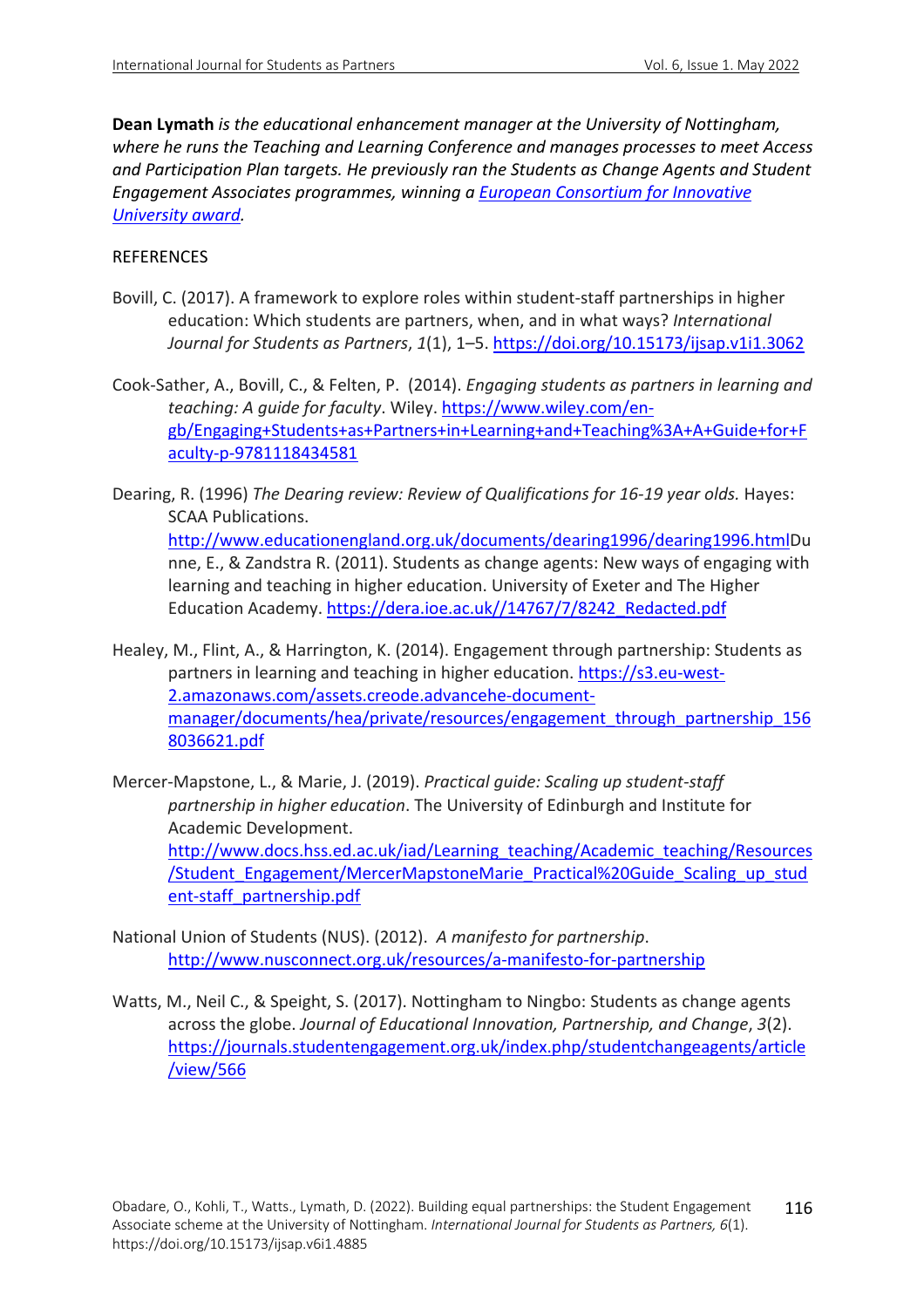**Dean Lymath** *is the educational enhancement manager at the University of Nottingham, where he runs the Teaching and Learning Conference and manages processes to meet Access and Participation Plan targets. He previously ran the Students as Change Agents and Student Engagement Associates programmes, winning a European Consortium for Innovative University award.*

REFERENCES

Bovill, C. (2017). A framework to explore roles within student-staff partnerships in higher education: Which students are partners, when, and in what ways? *International Journal for Students as Partners*, *1*(1), 1–5. https://doi.org/10.15173/ijsap.v1i1.3062

Cook-Sather, A., Bovill, C., & Felten, P. (2014). *Engaging students as partners in learning and teaching: A guide for faculty*. Wiley. https://www.wiley.com/en-gb/Engaging+Students+as+Partners+in+Learning+and+Teaching%3A+A+Guide+for+Faculty-p-9781118434581

Dearing, R. (1996) *The Dearing review: Review of Qualifications for 16-19 year olds.* Hayes: SCAA Publications. http://www.educationengland.org.uk/documents/dearing1996/dearing1996.htmlDunne, E., & Zandstra R. (2011). Students as change agents: New ways of engaging with learning and teaching in higher education. University of Exeter and The Higher Education Academy. https://dera.ioe.ac.uk//14767/7/8242_Redacted.pdf

Healey, M., Flint, A., & Harrington, K. (2014). Engagement through partnership: Students as partners in learning and teaching in higher education. https://s3.eu-west-2.amazonaws.com/assets.creode.advancehe-document-manager/documents/hea/private/resources/engagement_through_partnership_1568036621.pdf

Mercer-Mapstone, L., & Marie, J. (2019). *Practical guide: Scaling up student-staff partnership in higher education*. The University of Edinburgh and Institute for Academic Development. http://www.docs.hss.ed.ac.uk/iad/Learning_teaching/Academic_teaching/Resources/Student_Engagement/MercerMapstoneMarie_Practical%20Guide_Scaling_up_student-staff_partnership.pdf

National Union of Students (NUS). (2012). *A manifesto for partnership*. http://www.nusconnect.org.uk/resources/a-manifesto-for-partnership

Watts, M., Neil C., & Speight, S. (2017). Nottingham to Ningbo: Students as change agents across the globe. *Journal of Educational Innovation, Partnership, and Change*, *3*(2). https://journals.studentengagement.org.uk/index.php/studentchangeagents/article/view/566

Obadare, O., Kohli, T., Watts., Lymath, D. (2022). Building equal partnerships: the Student Engagement Associate scheme at the University of Nottingham. *International Journal for Students as Partners, 6*(1). https://doi.org/10.15173/ijsap.v6i1.4885